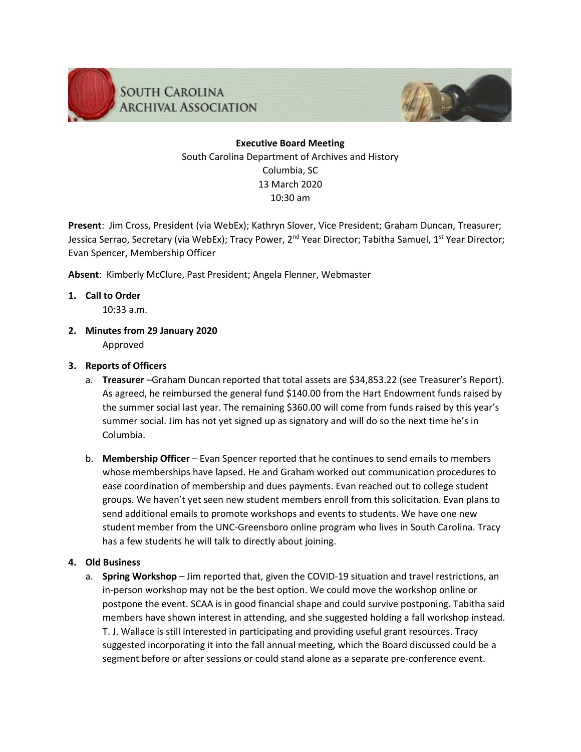SOUTH CAROLINA ARCHIVAL ASSOCIATION

**Executive Board Meeting**
South Carolina Department of Archives and History
Columbia, SC
13 March 2020
10:30 am

**Present**: Jim Cross, President (via WebEx); Kathryn Slover, Vice President; Graham Duncan, Treasurer; Jessica Serrao, Secretary (via WebEx); Tracy Power, 2nd Year Director; Tabitha Samuel, 1st Year Director; Evan Spencer, Membership Officer

**Absent**: Kimberly McClure, Past President; Angela Flenner, Webmaster

1. **Call to Order**
   10:33 a.m.

2. **Minutes from 29 January 2020**
   Approved

3. **Reports of Officers**
   a. **Treasurer** –Graham Duncan reported that total assets are $34,853.22 (see Treasurer's Report). As agreed, he reimbursed the general fund $140.00 from the Hart Endowment funds raised by the summer social last year. The remaining $360.00 will come from funds raised by this year's summer social. Jim has not yet signed up as signatory and will do so the next time he's in Columbia.

   b. **Membership Officer** – Evan Spencer reported that he continues to send emails to members whose memberships have lapsed. He and Graham worked out communication procedures to ease coordination of membership and dues payments. Evan reached out to college student groups. We haven't yet seen new student members enroll from this solicitation. Evan plans to send additional emails to promote workshops and events to students. We have one new student member from the UNC-Greensboro online program who lives in South Carolina. Tracy has a few students he will talk to directly about joining.

4. **Old Business**
   a. **Spring Workshop** – Jim reported that, given the COVID-19 situation and travel restrictions, an in-person workshop may not be the best option. We could move the workshop online or postpone the event. SCAA is in good financial shape and could survive postponing. Tabitha said members have shown interest in attending, and she suggested holding a fall workshop instead. T. J. Wallace is still interested in participating and providing useful grant resources. Tracy suggested incorporating it into the fall annual meeting, which the Board discussed could be a segment before or after sessions or could stand alone as a separate pre-conference event.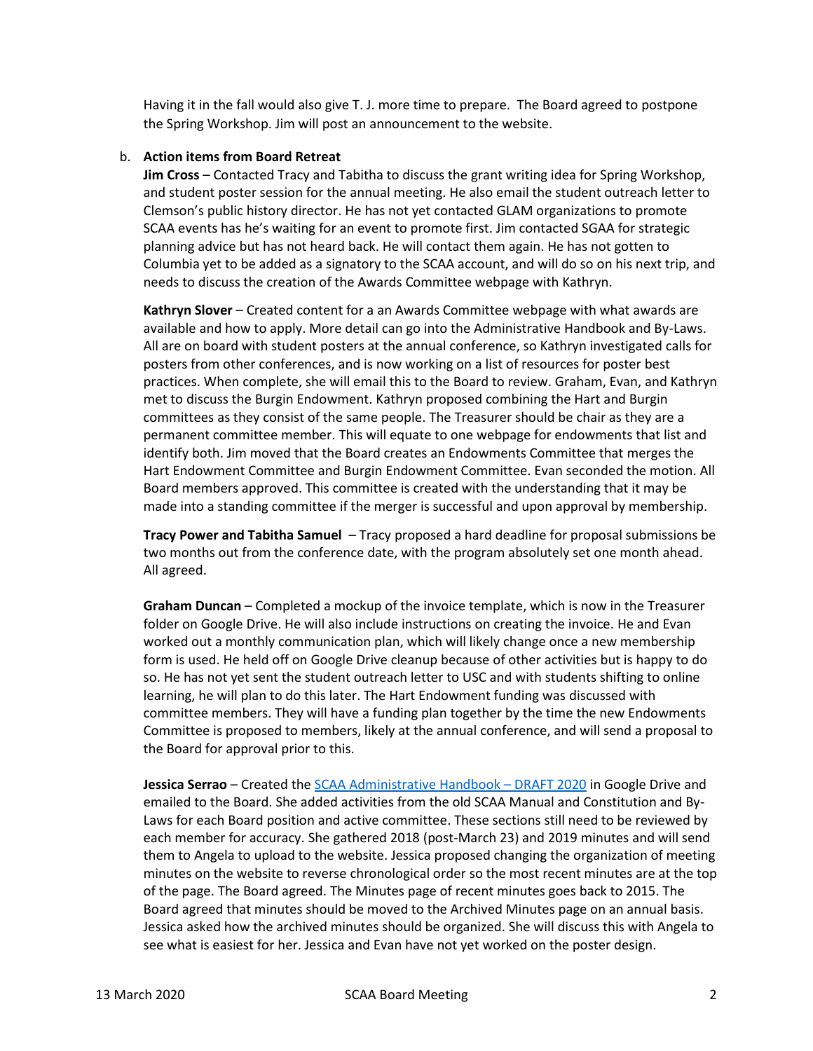Having it in the fall would also give T. J. more time to prepare. The Board agreed to postpone the Spring Workshop. Jim will post an announcement to the website.

b. **Action items from Board Retreat**

**Jim Cross** – Contacted Tracy and Tabitha to discuss the grant writing idea for Spring Workshop, and student poster session for the annual meeting. He also email the student outreach letter to Clemson's public history director. He has not yet contacted GLAM organizations to promote SCAA events has he's waiting for an event to promote first. Jim contacted SGAA for strategic planning advice but has not heard back. He will contact them again. He has not gotten to Columbia yet to be added as a signatory to the SCAA account, and will do so on his next trip, and needs to discuss the creation of the Awards Committee webpage with Kathryn.

**Kathryn Slover** – Created content for a an Awards Committee webpage with what awards are available and how to apply. More detail can go into the Administrative Handbook and By-Laws. All are on board with student posters at the annual conference, so Kathryn investigated calls for posters from other conferences, and is now working on a list of resources for poster best practices. When complete, she will email this to the Board to review. Graham, Evan, and Kathryn met to discuss the Burgin Endowment. Kathryn proposed combining the Hart and Burgin committees as they consist of the same people. The Treasurer should be chair as they are a permanent committee member. This will equate to one webpage for endowments that list and identify both. Jim moved that the Board creates an Endowments Committee that merges the Hart Endowment Committee and Burgin Endowment Committee. Evan seconded the motion. All Board members approved. This committee is created with the understanding that it may be made into a standing committee if the merger is successful and upon approval by membership.

**Tracy Power and Tabitha Samuel** – Tracy proposed a hard deadline for proposal submissions be two months out from the conference date, with the program absolutely set one month ahead. All agreed.

**Graham Duncan** – Completed a mockup of the invoice template, which is now in the Treasurer folder on Google Drive. He will also include instructions on creating the invoice. He and Evan worked out a monthly communication plan, which will likely change once a new membership form is used. He held off on Google Drive cleanup because of other activities but is happy to do so. He has not yet sent the student outreach letter to USC and with students shifting to online learning, he will plan to do this later. The Hart Endowment funding was discussed with committee members. They will have a funding plan together by the time the new Endowments Committee is proposed to members, likely at the annual conference, and will send a proposal to the Board for approval prior to this.

**Jessica Serrao** – Created the SCAA Administrative Handbook – DRAFT 2020 in Google Drive and emailed to the Board. She added activities from the old SCAA Manual and Constitution and By-Laws for each Board position and active committee. These sections still need to be reviewed by each member for accuracy. She gathered 2018 (post-March 23) and 2019 minutes and will send them to Angela to upload to the website. Jessica proposed changing the organization of meeting minutes on the website to reverse chronological order so the most recent minutes are at the top of the page. The Board agreed. The Minutes page of recent minutes goes back to 2015. The Board agreed that minutes should be moved to the Archived Minutes page on an annual basis. Jessica asked how the archived minutes should be organized. She will discuss this with Angela to see what is easiest for her. Jessica and Evan have not yet worked on the poster design.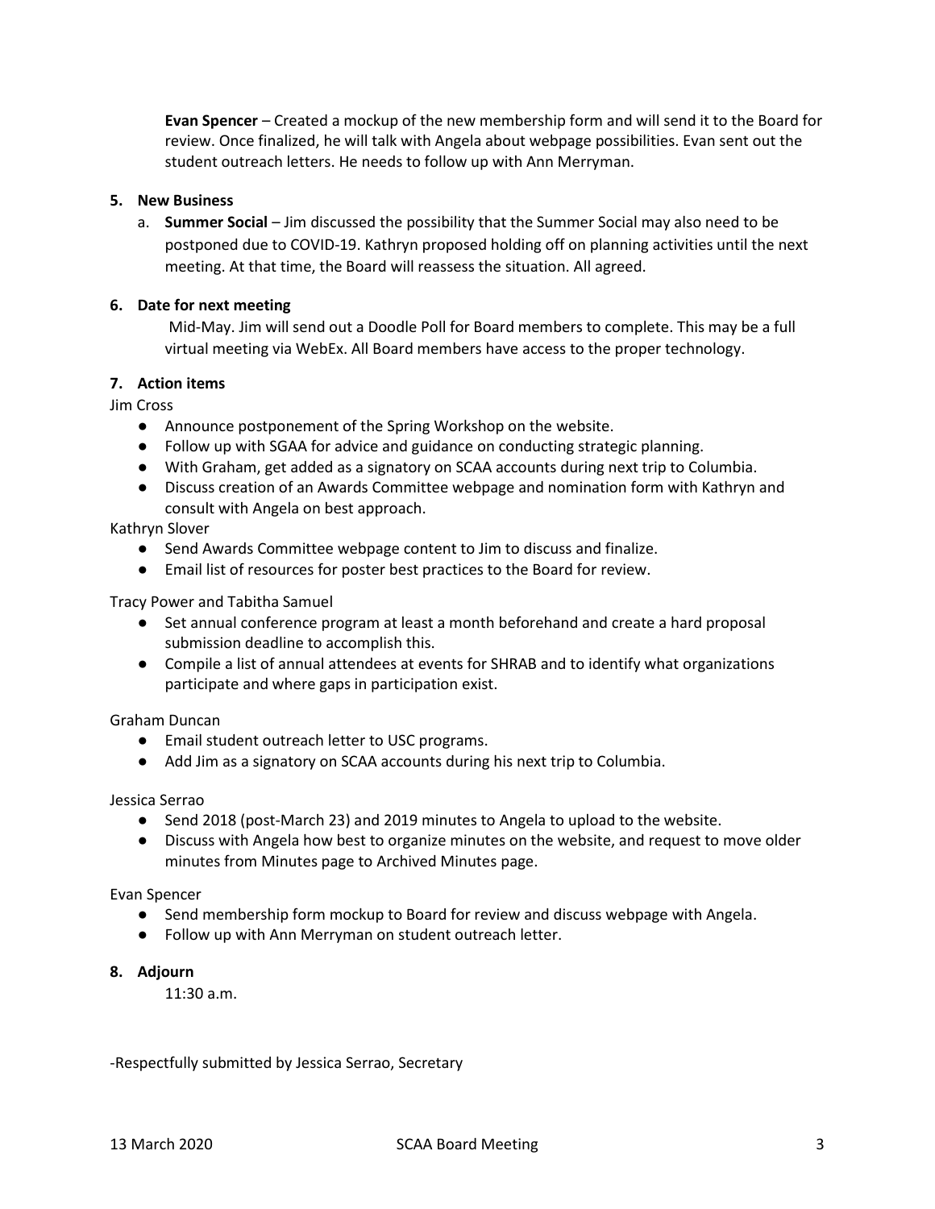**Evan Spencer** – Created a mockup of the new membership form and will send it to the Board for review. Once finalized, he will talk with Angela about webpage possibilities. Evan sent out the student outreach letters. He needs to follow up with Ann Merryman.

**5. New Business**

a. **Summer Social** – Jim discussed the possibility that the Summer Social may also need to be postponed due to COVID-19. Kathryn proposed holding off on planning activities until the next meeting. At that time, the Board will reassess the situation. All agreed.

**6. Date for next meeting**

Mid-May. Jim will send out a Doodle Poll for Board members to complete. This may be a full virtual meeting via WebEx. All Board members have access to the proper technology.

**7. Action items**

Jim Cross

- Announce postponement of the Spring Workshop on the website.
- Follow up with SGAA for advice and guidance on conducting strategic planning.
- With Graham, get added as a signatory on SCAA accounts during next trip to Columbia.
- Discuss creation of an Awards Committee webpage and nomination form with Kathryn and consult with Angela on best approach.

Kathryn Slover

- Send Awards Committee webpage content to Jim to discuss and finalize.
- Email list of resources for poster best practices to the Board for review.

Tracy Power and Tabitha Samuel

- Set annual conference program at least a month beforehand and create a hard proposal submission deadline to accomplish this.
- Compile a list of annual attendees at events for SHRAB and to identify what organizations participate and where gaps in participation exist.

Graham Duncan

- Email student outreach letter to USC programs.
- Add Jim as a signatory on SCAA accounts during his next trip to Columbia.

Jessica Serrao

- Send 2018 (post-March 23) and 2019 minutes to Angela to upload to the website.
- Discuss with Angela how best to organize minutes on the website, and request to move older minutes from Minutes page to Archived Minutes page.

Evan Spencer

- Send membership form mockup to Board for review and discuss webpage with Angela.
- Follow up with Ann Merryman on student outreach letter.

**8. Adjourn**

11:30 a.m.

-Respectfully submitted by Jessica Serrao, Secretary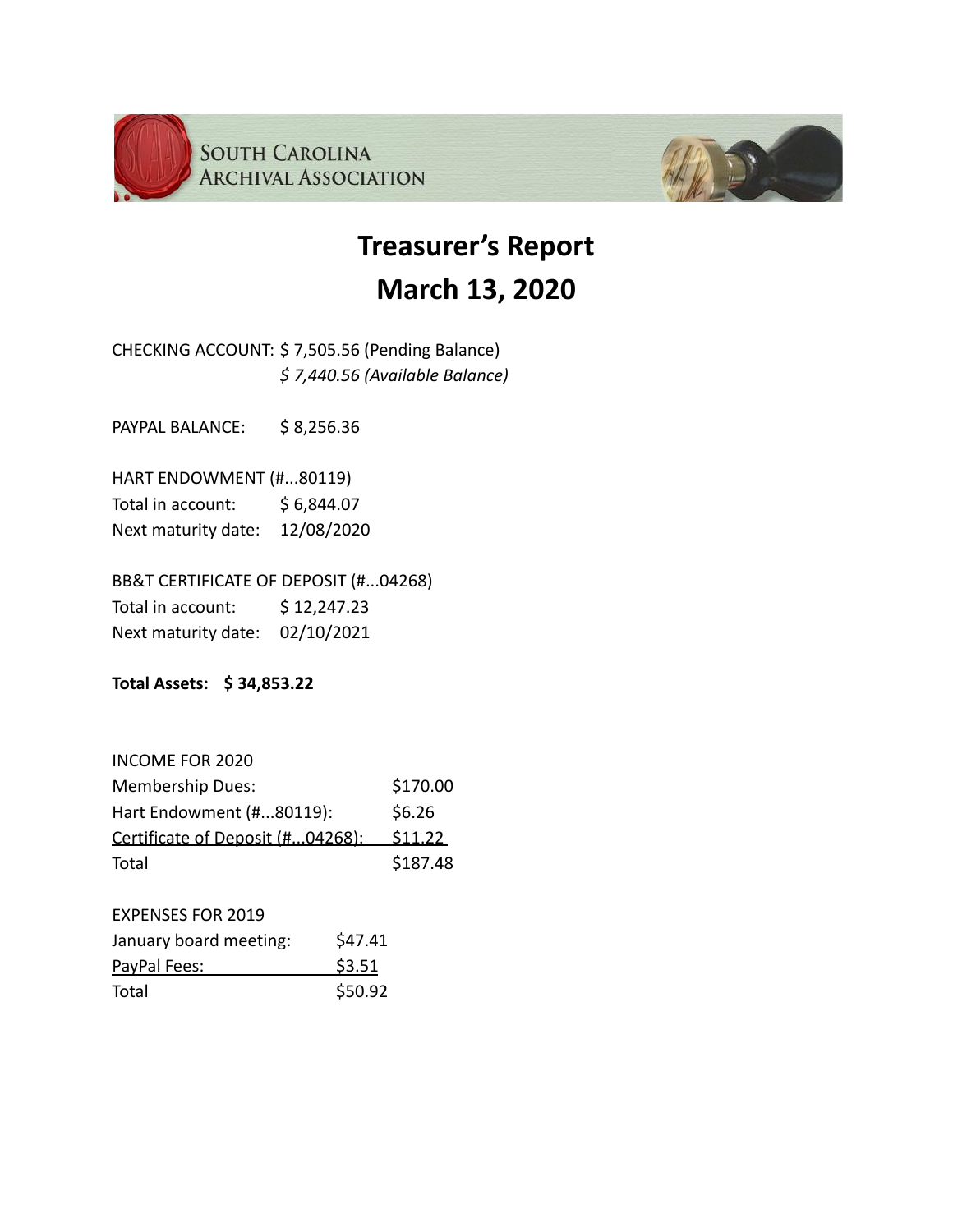South Carolina Archival Association

# Treasurer's Report
# March 13, 2020

CHECKING ACCOUNT: $ 7,505.56 (Pending Balance)
*$ 7,440.56 (Available Balance)*

PAYPAL BALANCE: $ 8,256.36

HART ENDOWMENT (#...80119)
Total in account: $ 6,844.07
Next maturity date: 12/08/2020

BB&T CERTIFICATE OF DEPOSIT (#...04268)
Total in account: $ 12,247.23
Next maturity date: 02/10/2021

**Total Assets: $ 34,853.22**

| INCOME FOR 2020 | |
|---|---|
| Membership Dues: | $170.00 |
| Hart Endowment (#...80119): | $6.26 |
| Certificate of Deposit (#...04268): | $11.22 |
| Total | $187.48 |

| EXPENSES FOR 2019 | |
|---|---|
| January board meeting: | $47.41 |
| PayPal Fees: | $3.51 |
| Total | $50.92 |